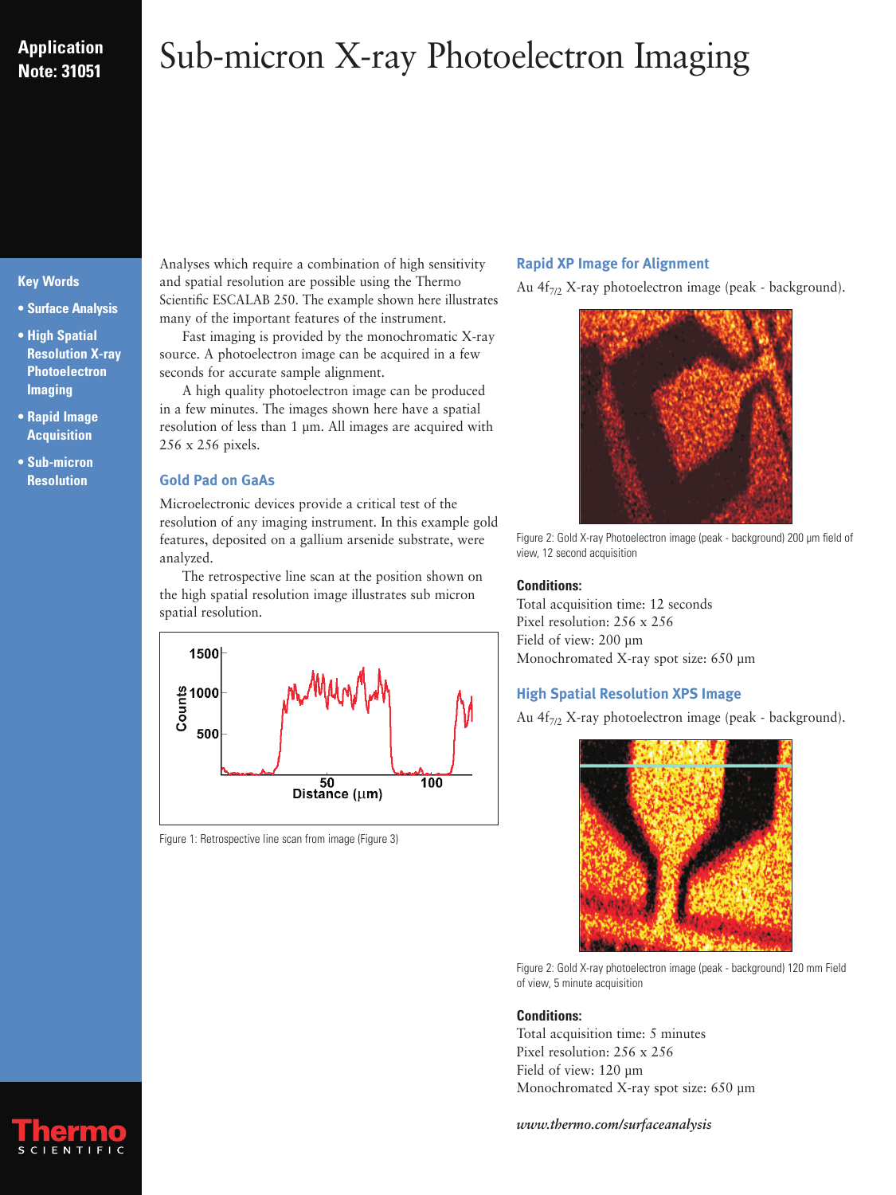# Sub-micron X-ray Photoelectron Imaging

**Application Note: 31051**

**Key Words**

- **Surface Analysis**
- **High Spatial Resolution X-ray Photoelectron Imaging**
- **Rapid Image Acquisition**
- **Sub-micron Resolution**

Analyses which require a combination of high sensitivity and spatial resolution are possible using the Thermo Scientific ESCALAB 250. The example shown here illustrates many of the important features of the instrument.

Fast imaging is provided by the monochromatic X-ray source. A photoelectron image can be acquired in a few seconds for accurate sample alignment.

A high quality photoelectron image can be produced in a few minutes. The images shown here have a spatial resolution of less than 1 µm. All images are acquired with 256 x 256 pixels.

## Gold Pad on GaAs

Microelectronic devices provide a critical test of the resolution of any imaging instrument. In this example gold features, deposited on a gallium arsenide substrate, were analyzed.

The retrospective line scan at the position shown on the high spatial resolution image illustrates sub micron spatial resolution.

Figure 1: Retrospective line scan from image (Figure 3)

## Rapid XP Image for Alignment

Au $4f_{7/2}$ X-ray photoelectron image (peak - background).

Figure 2: Gold X-ray Photoelectron image (peak - background) 200 µm field of view, 12 second acquisition

**Conditions:**

Total acquisition time: 12 seconds
Pixel resolution: 256 x 256
Field of view: 200 µm
Monochromated X-ray spot size: 650 µm

## High Spatial Resolution XPS Image

Au $4f_{7/2}$ X-ray photoelectron image (peak - background).

Figure 2: Gold X-ray photoelectron image (peak - background) 120 mm Field of view, 5 minute acquisition

**Conditions:**

Total acquisition time: 5 minutes
Pixel resolution: 256 x 256
Field of view: 120 µm
Monochromated X-ray spot size: 650 µm

*www.thermo.com/surfaceanalysis*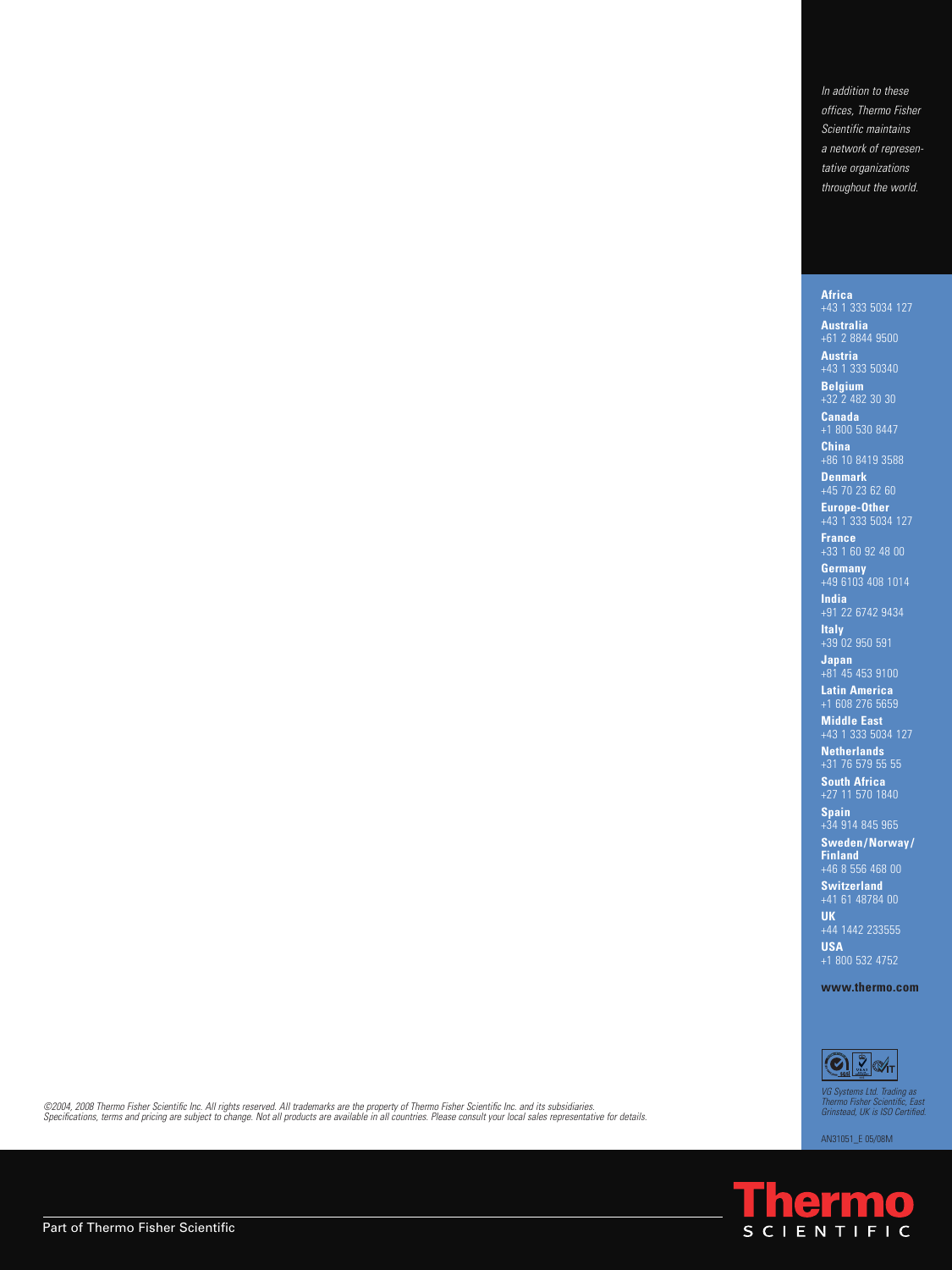*In addition to these offices, Thermo Fisher Scientific maintains a network of representative organizations throughout the world.*

**Africa**
+43 1 333 5034 127

**Australia**
+61 2 8844 9500

**Austria**
+43 1 333 50340

**Belgium**
+32 2 482 30 30

**Canada**
+1 800 530 8447

**China**
+86 10 8419 3588

**Denmark**
+45 70 23 62 60

**Europe-Other**
+43 1 333 5034 127

**France**
+33 1 60 92 48 00

**Germany**
+49 6103 408 1014

**India**
+91 22 6742 9434

**Italy**
+39 02 950 591

**Japan**
+81 45 453 9100

**Latin America**
+1 608 276 5659

**Middle East**
+43 1 333 5034 127

**Netherlands**
+31 76 579 55 55

**South Africa**
+27 11 570 1840

**Spain**
+34 914 845 965

**Sweden/Norway/Finland**
+46 8 556 468 00

**Switzerland**
+41 61 48784 00

**UK**
+44 1442 233555

**USA**
+1 800 532 4752

**www.thermo.com**

*VG Systems Ltd. Trading as Thermo Fisher Scientific, East Grinstead, UK is ISO Certified.*

AN31051_E 05/08M

*©2004, 2008 Thermo Fisher Scientific Inc. All rights reserved. All trademarks are the property of Thermo Fisher Scientific Inc. and its subsidiaries. Specifications, terms and pricing are subject to change. Not all products are available in all countries. Please consult your local sales representative for details.*

Part of Thermo Fisher Scientific

**Thermo** SCIENTIFIC